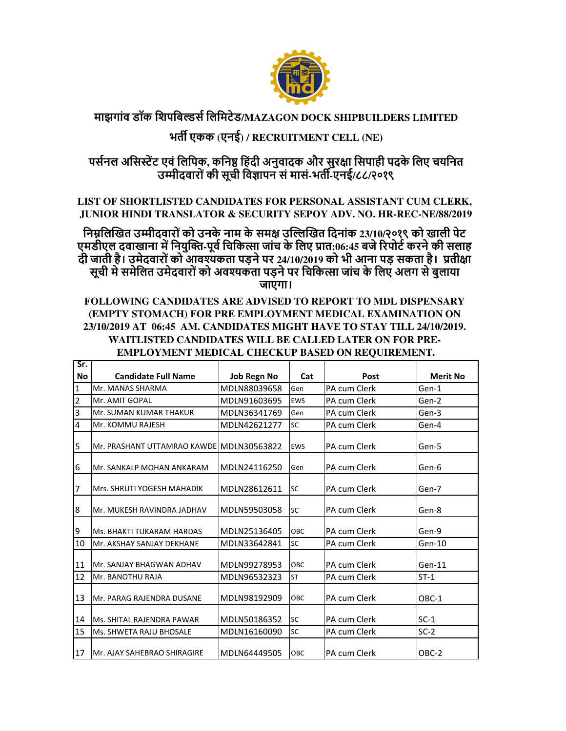# माझगांव डॉक शिपबिल्डर्स लिमिटेड/MAZAGON DOCK SHIPBUILDERS LIMITED

## भर्ती एकक (एनई) / RECRUITMENT CELL (NE)

### पर्सनल असिस्टेंट एवं लिपिक, कनिष्ठ हिंदी अनुवादक और सुरक्षा सिपाही पदके लिए चयनित उम्मीदवारों की सूची विज्ञापन सं मासं-भर्ती-एनई/८८/२०१९

**LIST OF SHORTLISTED CANDIDATES FOR PERSONAL ASSISTANT CUM CLERK, JUNIOR HINDI TRANSLATOR & SECURITY SEPOY ADV. NO. HR-REC-NE/88/2019**

**निम्नलिखित उम्मीदवारों को उनके नाम के समक्ष उल्लिखित दिनांक 23/10/२०१९ को खाली पेट एमडीएल दवाखाना में नियुक्ति-पूर्व चिकित्सा जांच के लिए प्रात:06:45 बजे रिपोर्ट करने की सलाह दी जाती है। उमेदवारों को आवश्यकता पड़ने पर 24/10/2019 को भी आना पड़ सकता है। प्रतीक्षा सूची मे समेलित उमेदवारों को अवश्यकता पड़ने पर चिकित्सा जांच के लिए अलग से बुलाया जाएगा।**

**FOLLOWING CANDIDATES ARE ADVISED TO REPORT TO MDL DISPENSARY (EMPTY STOMACH) FOR PRE EMPLOYMENT MEDICAL EXAMINATION ON 23/10/2019 AT 06:45 AM. CANDIDATES MIGHT HAVE TO STAY TILL 24/10/2019. WAITLISTED CANDIDATES WILL BE CALLED LATER ON FOR PRE-EMPLOYMENT MEDICAL CHECKUP BASED ON REQUIREMENT.**

| Sr. No | Candidate Full Name | Job Regn No | Cat | Post | Merit No |
|---|---|---|---|---|---|
| 1 | Mr. MANAS SHARMA | MDLN88039658 | Gen | PA cum Clerk | Gen-1 |
| 2 | Mr. AMIT GOPAL | MDLN91603695 | EWS | PA cum Clerk | Gen-2 |
| 3 | Mr. SUMAN KUMAR THAKUR | MDLN36341769 | Gen | PA cum Clerk | Gen-3 |
| 4 | Mr. KOMMU RAJESH | MDLN42621277 | SC | PA cum Clerk | Gen-4 |
| 5 | Mr. PRASHANT UTTAMRAO KAWDE | MDLN30563822 | EWS | PA cum Clerk | Gen-5 |
| 6 | Mr. SANKALP MOHAN ANKARAM | MDLN24116250 | Gen | PA cum Clerk | Gen-6 |
| 7 | Mrs. SHRUTI YOGESH MAHADIK | MDLN28612611 | SC | PA cum Clerk | Gen-7 |
| 8 | Mr. MUKESH RAVINDRA JADHAV | MDLN59503058 | SC | PA cum Clerk | Gen-8 |
| 9 | Ms. BHAKTI TUKARAM HARDAS | MDLN25136405 | OBC | PA cum Clerk | Gen-9 |
| 10 | Mr. AKSHAY SANJAY DEKHANE | MDLN33642841 | SC | PA cum Clerk | Gen-10 |
| 11 | Mr. SANJAY BHAGWAN ADHAV | MDLN99278953 | OBC | PA cum Clerk | Gen-11 |
| 12 | Mr. BANOTHU RAJA | MDLN96532323 | ST | PA cum Clerk | ST-1 |
| 13 | Mr. PARAG RAJENDRA DUSANE | MDLN98192909 | OBC | PA cum Clerk | OBC-1 |
| 14 | Ms. SHITAL RAJENDRA PAWAR | MDLN50186352 | SC | PA cum Clerk | SC-1 |
| 15 | Ms. SHWETA RAJU BHOSALE | MDLN16160090 | SC | PA cum Clerk | SC-2 |
| 17 | Mr. AJAY SAHEBRAO SHIRAGIRE | MDLN64449505 | OBC | PA cum Clerk | OBC-2 |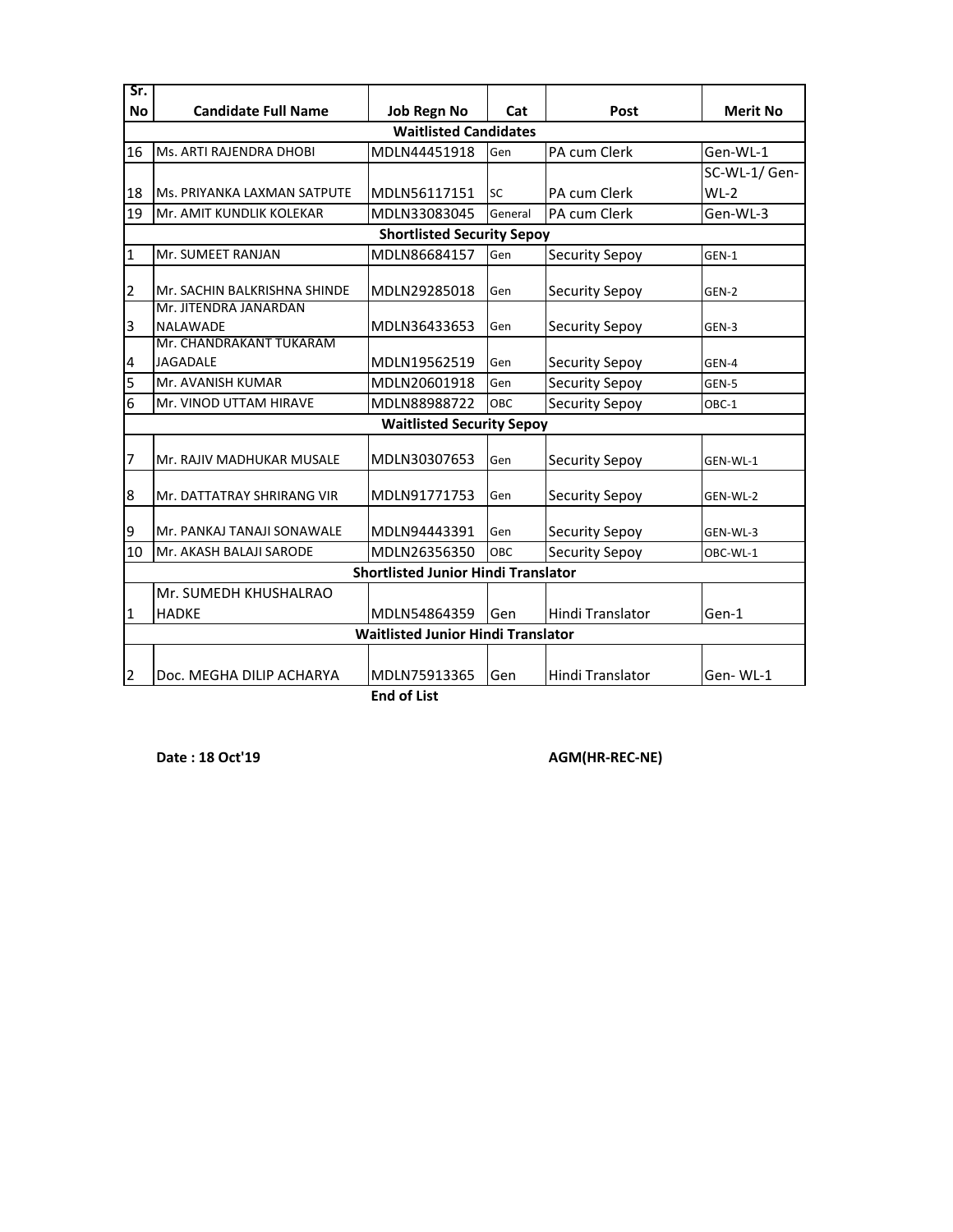| Sr. No | Candidate Full Name | Job Regn No | Cat | Post | Merit No |
|---|---|---|---|---|---|
| **Waitlisted Candidates** | | | | | |
| 16 | Ms. ARTI RAJENDRA DHOBI | MDLN44451918 | Gen | PA cum Clerk | Gen-WL-1 |
| 18 | Ms. PRIYANKA LAXMAN SATPUTE | MDLN56117151 | SC | PA cum Clerk | SC-WL-1/ Gen-WL-2 |
| 19 | Mr. AMIT KUNDLIK KOLEKAR | MDLN33083045 | General | PA cum Clerk | Gen-WL-3 |
| **Shortlisted Security Sepoy** | | | | | |
| 1 | Mr. SUMEET RANJAN | MDLN86684157 | Gen | Security Sepoy | GEN-1 |
| 2 | Mr. SACHIN BALKRISHNA SHINDE | MDLN29285018 | Gen | Security Sepoy | GEN-2 |
| 3 | Mr. JITENDRA JANARDAN NALAWADE | MDLN36433653 | Gen | Security Sepoy | GEN-3 |
| 4 | Mr. CHANDRAKANT TUKARAM JAGADALE | MDLN19562519 | Gen | Security Sepoy | GEN-4 |
| 5 | Mr. AVANISH KUMAR | MDLN20601918 | Gen | Security Sepoy | GEN-5 |
| 6 | Mr. VINOD UTTAM HIRAVE | MDLN88988722 | OBC | Security Sepoy | OBC-1 |
| **Waitlisted Security Sepoy** | | | | | |
| 7 | Mr. RAJIV MADHUKAR MUSALE | MDLN30307653 | Gen | Security Sepoy | GEN-WL-1 |
| 8 | Mr. DATTATRAY SHRIRANG VIR | MDLN91771753 | Gen | Security Sepoy | GEN-WL-2 |
| 9 | Mr. PANKAJ TANAJI SONAWALE | MDLN94443391 | Gen | Security Sepoy | GEN-WL-3 |
| 10 | Mr. AKASH BALAJI SARODE | MDLN26356350 | OBC | Security Sepoy | OBC-WL-1 |
| **Shortlisted Junior Hindi Translator** | | | | | |
| 1 | Mr. SUMEDH KHUSHALRAO HADKE | MDLN54864359 | Gen | Hindi Translator | Gen-1 |
| **Waitlisted Junior Hindi Translator** | | | | | |
| 2 | Doc. MEGHA DILIP ACHARYA | MDLN75913365 | Gen | Hindi Translator | Gen- WL-1 |

**End of List**

**Date : 18 Oct'19**

**AGM(HR-REC-NE)**